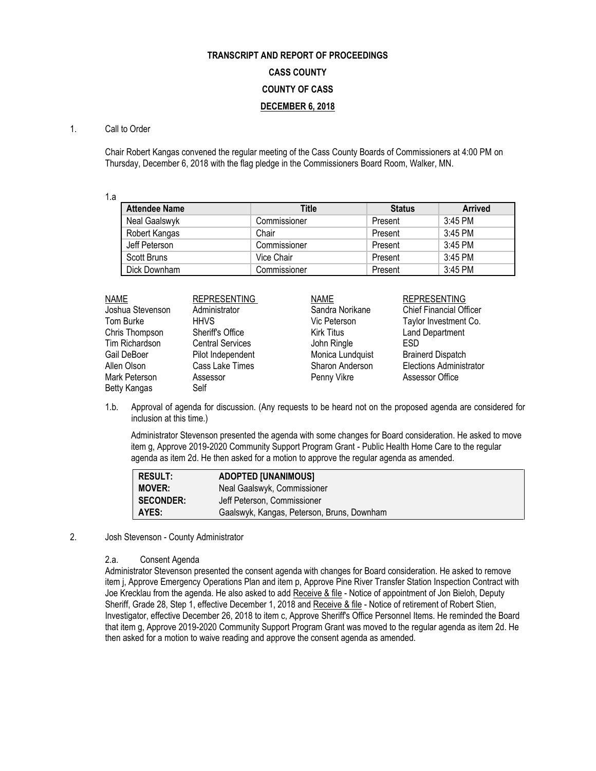**TRANSCRIPT AND REPORT OF PROCEEDINGS**

**CASS COUNTY**

**COUNTY OF CASS**

**DECEMBER 6, 2018**

1. Call to Order

Chair Robert Kangas convened the regular meeting of the Cass County Boards of Commissioners at 4:00 PM on Thursday, December 6, 2018 with the flag pledge in the Commissioners Board Room, Walker, MN.

1.a

| Attendee Name | Title | Status | Arrived |
|---|---|---|---|
| Neal Gaalswyk | Commissioner | Present | 3:45 PM |
| Robert Kangas | Chair | Present | 3:45 PM |
| Jeff Peterson | Commissioner | Present | 3:45 PM |
| Scott Bruns | Vice Chair | Present | 3:45 PM |
| Dick Downham | Commissioner | Present | 3:45 PM |

| NAME | REPRESENTING | NAME | REPRESENTING |
|---|---|---|---|
| Joshua Stevenson | Administrator | Sandra Norikane | Chief Financial Officer |
| Tom Burke | HHVS | Vic Peterson | Taylor Investment Co. |
| Chris Thompson | Sheriff's Office | Kirk Titus | Land Department |
| Tim Richardson | Central Services | John Ringle | ESD |
| Gail DeBoer | Pilot Independent | Monica Lundquist | Brainerd Dispatch |
| Allen Olson | Cass Lake Times | Sharon Anderson | Elections Administrator |
| Mark Peterson | Assessor | Penny Vikre | Assessor Office |
| Betty Kangas | Self | | |

1.b. Approval of agenda for discussion. (Any requests to be heard not on the proposed agenda are considered for inclusion at this time.)

Administrator Stevenson presented the agenda with some changes for Board consideration. He asked to move item g, Approve 2019-2020 Community Support Program Grant - Public Health Home Care to the regular agenda as item 2d. He then asked for a motion to approve the regular agenda as amended.

| | |
|---|---|
| **RESULT:** | **ADOPTED [UNANIMOUS]** |
| **MOVER:** | Neal Gaalswyk, Commissioner |
| **SECONDER:** | Jeff Peterson, Commissioner |
| **AYES:** | Gaalswyk, Kangas, Peterson, Bruns, Downham |

2. Josh Stevenson - County Administrator

2.a. Consent Agenda

Administrator Stevenson presented the consent agenda with changes for Board consideration. He asked to remove item j, Approve Emergency Operations Plan and item p, Approve Pine River Transfer Station Inspection Contract with Joe Krecklau from the agenda. He also asked to add Receive & file - Notice of appointment of Jon Bieloh, Deputy Sheriff, Grade 28, Step 1, effective December 1, 2018 and Receive & file - Notice of retirement of Robert Stien, Investigator, effective December 26, 2018 to item c, Approve Sheriff's Office Personnel Items. He reminded the Board that item g, Approve 2019-2020 Community Support Program Grant was moved to the regular agenda as item 2d. He then asked for a motion to waive reading and approve the consent agenda as amended.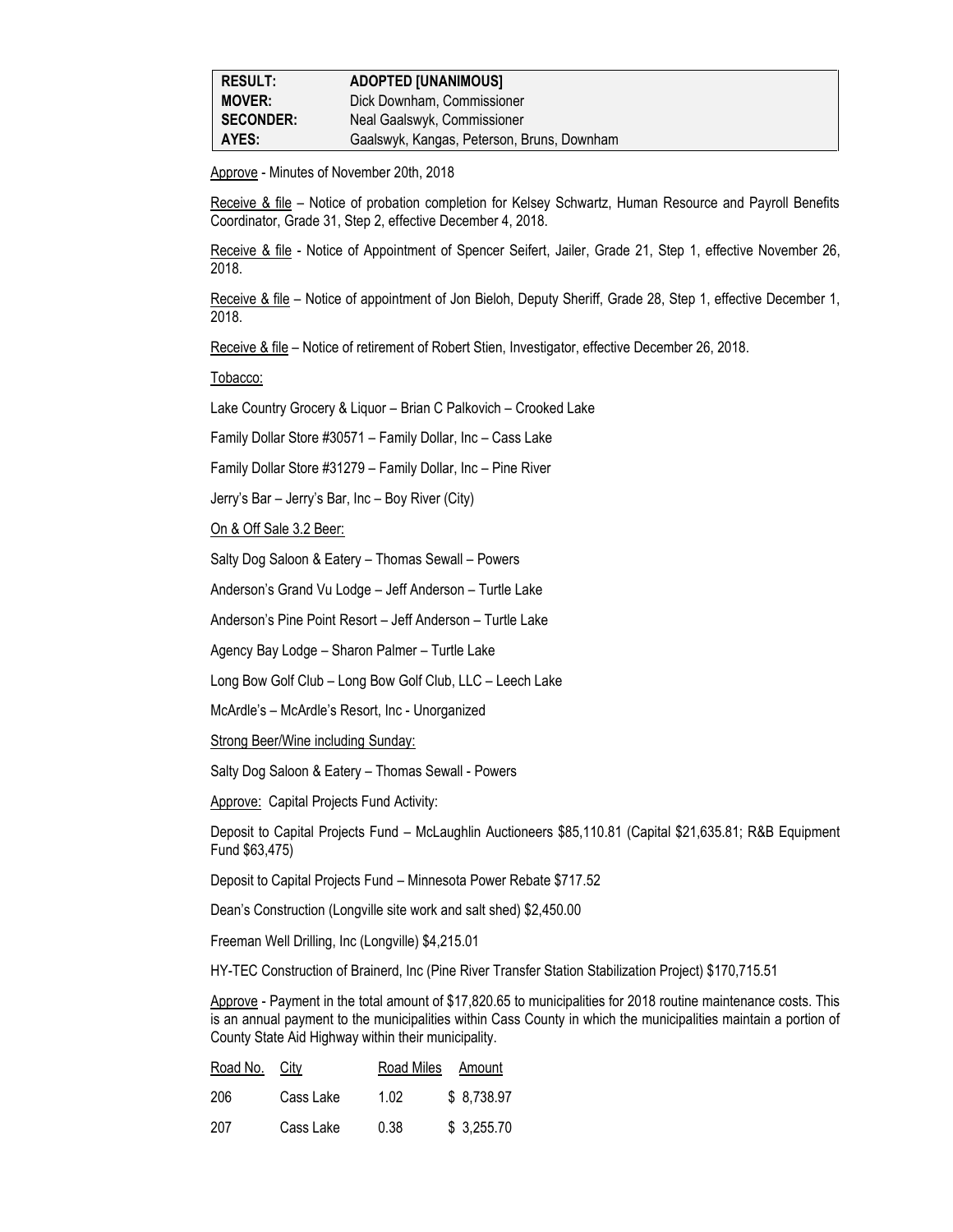| RESULT: | ADOPTED [UNANIMOUS] |
|---|---|
| MOVER: | Dick Downham, Commissioner |
| SECONDER: | Neal Gaalswyk, Commissioner |
| AYES: | Gaalswyk, Kangas, Peterson, Bruns, Downham |

Approve - Minutes of November 20th, 2018

Receive & file – Notice of probation completion for Kelsey Schwartz, Human Resource and Payroll Benefits Coordinator, Grade 31, Step 2, effective December 4, 2018.

Receive & file - Notice of Appointment of Spencer Seifert, Jailer, Grade 21, Step 1, effective November 26, 2018.

Receive & file – Notice of appointment of Jon Bieloh, Deputy Sheriff, Grade 28, Step 1, effective December 1, 2018.

Receive & file – Notice of retirement of Robert Stien, Investigator, effective December 26, 2018.

Tobacco:

Lake Country Grocery & Liquor – Brian C Palkovich – Crooked Lake

Family Dollar Store #30571 – Family Dollar, Inc – Cass Lake

Family Dollar Store #31279 – Family Dollar, Inc – Pine River

Jerry's Bar – Jerry's Bar, Inc – Boy River (City)

On & Off Sale 3.2 Beer:

Salty Dog Saloon & Eatery – Thomas Sewall – Powers

Anderson's Grand Vu Lodge – Jeff Anderson – Turtle Lake

Anderson's Pine Point Resort – Jeff Anderson – Turtle Lake

Agency Bay Lodge – Sharon Palmer – Turtle Lake

Long Bow Golf Club – Long Bow Golf Club, LLC – Leech Lake

McArdle's – McArdle's Resort, Inc - Unorganized

Strong Beer/Wine including Sunday:

Salty Dog Saloon & Eatery – Thomas Sewall - Powers

Approve: Capital Projects Fund Activity:

Deposit to Capital Projects Fund – McLaughlin Auctioneers $85,110.81 (Capital $21,635.81; R&B Equipment Fund $63,475)

Deposit to Capital Projects Fund – Minnesota Power Rebate $717.52

Dean's Construction (Longville site work and salt shed) $2,450.00

Freeman Well Drilling, Inc (Longville) $4,215.01

HY-TEC Construction of Brainerd, Inc (Pine River Transfer Station Stabilization Project) $170,715.51

Approve - Payment in the total amount of $17,820.65 to municipalities for 2018 routine maintenance costs. This is an annual payment to the municipalities within Cass County in which the municipalities maintain a portion of County State Aid Highway within their municipality.

| Road No. | City | Road Miles | Amount |
|---|---|---|---|
| 206 | Cass Lake | 1.02 | $ 8,738.97 |
| 207 | Cass Lake | 0.38 | $ 3,255.70 |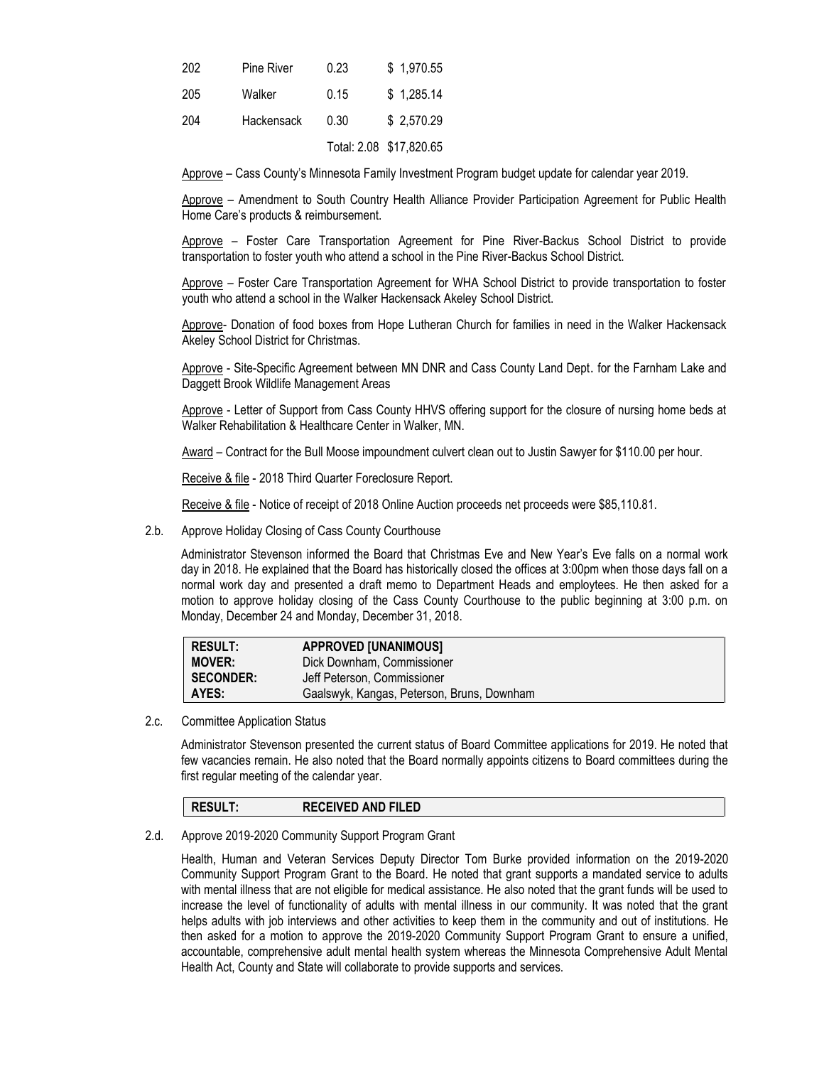| 202 | Pine River | 0.23 | $ 1,970.55 |
|---|---|---|---|
| 205 | Walker | 0.15 | $ 1,285.14 |
| 204 | Hackensack | 0.30 | $ 2,570.29 |
| | | Total: 2.08 | $17,820.65 |

Approve – Cass County's Minnesota Family Investment Program budget update for calendar year 2019.

Approve – Amendment to South Country Health Alliance Provider Participation Agreement for Public Health Home Care's products & reimbursement.

Approve – Foster Care Transportation Agreement for Pine River-Backus School District to provide transportation to foster youth who attend a school in the Pine River-Backus School District.

Approve – Foster Care Transportation Agreement for WHA School District to provide transportation to foster youth who attend a school in the Walker Hackensack Akeley School District.

Approve- Donation of food boxes from Hope Lutheran Church for families in need in the Walker Hackensack Akeley School District for Christmas.

Approve - Site-Specific Agreement between MN DNR and Cass County Land Dept. for the Farnham Lake and Daggett Brook Wildlife Management Areas

Approve - Letter of Support from Cass County HHVS offering support for the closure of nursing home beds at Walker Rehabilitation & Healthcare Center in Walker, MN.

Award – Contract for the Bull Moose impoundment culvert clean out to Justin Sawyer for $110.00 per hour.

Receive & file - 2018 Third Quarter Foreclosure Report.

Receive & file - Notice of receipt of 2018 Online Auction proceeds net proceeds were $85,110.81.

2.b. Approve Holiday Closing of Cass County Courthouse

Administrator Stevenson informed the Board that Christmas Eve and New Year's Eve falls on a normal work day in 2018. He explained that the Board has historically closed the offices at 3:00pm when those days fall on a normal work day and presented a draft memo to Department Heads and employees. He then asked for a motion to approve holiday closing of the Cass County Courthouse to the public beginning at 3:00 p.m. on Monday, December 24 and Monday, December 31, 2018.

| RESULT: | APPROVED [UNANIMOUS] |
|---|---|
| MOVER: | Dick Downham, Commissioner |
| SECONDER: | Jeff Peterson, Commissioner |
| AYES: | Gaalswyk, Kangas, Peterson, Bruns, Downham |

2.c. Committee Application Status

Administrator Stevenson presented the current status of Board Committee applications for 2019. He noted that few vacancies remain. He also noted that the Board normally appoints citizens to Board committees during the first regular meeting of the calendar year.

| RESULT: | RECEIVED AND FILED |
|---|---|

2.d. Approve 2019-2020 Community Support Program Grant

Health, Human and Veteran Services Deputy Director Tom Burke provided information on the 2019-2020 Community Support Program Grant to the Board. He noted that grant supports a mandated service to adults with mental illness that are not eligible for medical assistance. He also noted that the grant funds will be used to increase the level of functionality of adults with mental illness in our community. It was noted that the grant helps adults with job interviews and other activities to keep them in the community and out of institutions. He then asked for a motion to approve the 2019-2020 Community Support Program Grant to ensure a unified, accountable, comprehensive adult mental health system whereas the Minnesota Comprehensive Adult Mental Health Act, County and State will collaborate to provide supports and services.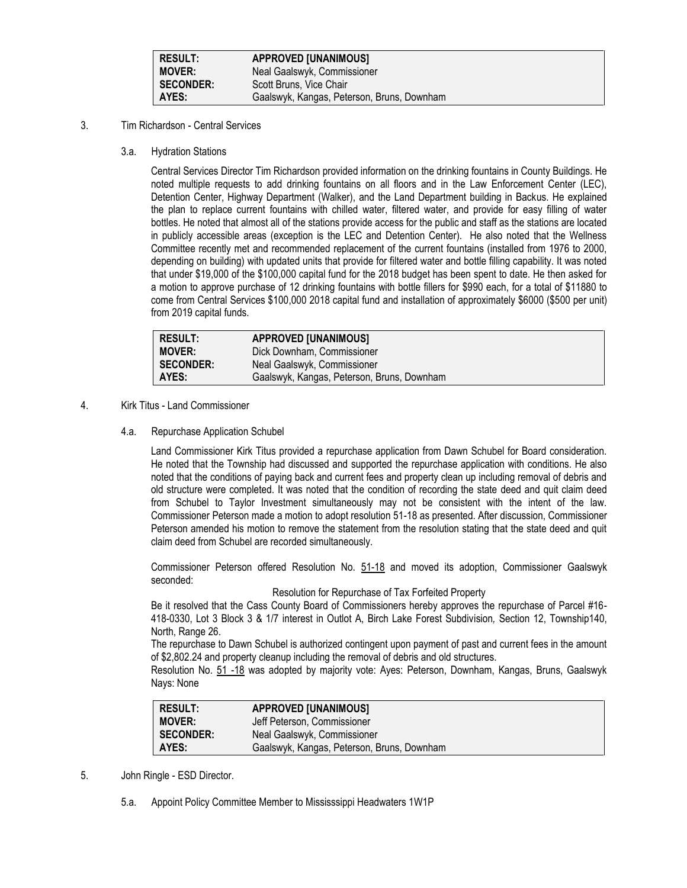| RESULT: | APPROVED [UNANIMOUS] |
|---|---|
| MOVER: | Neal Gaalswyk, Commissioner |
| SECONDER: | Scott Bruns, Vice Chair |
| AYES: | Gaalswyk, Kangas, Peterson, Bruns, Downham |

3. Tim Richardson - Central Services

   3.a. Hydration Stations

   Central Services Director Tim Richardson provided information on the drinking fountains in County Buildings. He noted multiple requests to add drinking fountains on all floors and in the Law Enforcement Center (LEC), Detention Center, Highway Department (Walker), and the Land Department building in Backus. He explained the plan to replace current fountains with chilled water, filtered water, and provide for easy filling of water bottles. He noted that almost all of the stations provide access for the public and staff as the stations are located in publicly accessible areas (exception is the LEC and Detention Center). He also noted that the Wellness Committee recently met and recommended replacement of the current fountains (installed from 1976 to 2000, depending on building) with updated units that provide for filtered water and bottle filling capability. It was noted that under $19,000 of the $100,000 capital fund for the 2018 budget has been spent to date. He then asked for a motion to approve purchase of 12 drinking fountains with bottle fillers for $990 each, for a total of $11880 to come from Central Services $100,000 2018 capital fund and installation of approximately $6000 ($500 per unit) from 2019 capital funds.

| RESULT: | APPROVED [UNANIMOUS] |
|---|---|
| MOVER: | Dick Downham, Commissioner |
| SECONDER: | Neal Gaalswyk, Commissioner |
| AYES: | Gaalswyk, Kangas, Peterson, Bruns, Downham |

4. Kirk Titus - Land Commissioner

   4.a. Repurchase Application Schubel

   Land Commissioner Kirk Titus provided a repurchase application from Dawn Schubel for Board consideration. He noted that the Township had discussed and supported the repurchase application with conditions. He also noted that the conditions of paying back and current fees and property clean up including removal of debris and old structure were completed. It was noted that the condition of recording the state deed and quit claim deed from Schubel to Taylor Investment simultaneously may not be consistent with the intent of the law. Commissioner Peterson made a motion to adopt resolution 51-18 as presented. After discussion, Commissioner Peterson amended his motion to remove the statement from the resolution stating that the state deed and quit claim deed from Schubel are recorded simultaneously.

   Commissioner Peterson offered Resolution No. 51-18 and moved its adoption, Commissioner Gaalswyk seconded:

   Resolution for Repurchase of Tax Forfeited Property

   Be it resolved that the Cass County Board of Commissioners hereby approves the repurchase of Parcel #16-418-0330, Lot 3 Block 3 & 1/7 interest in Outlot A, Birch Lake Forest Subdivision, Section 12, Township140, North, Range 26.

   The repurchase to Dawn Schubel is authorized contingent upon payment of past and current fees in the amount of $2,802.24 and property cleanup including the removal of debris and old structures.

   Resolution No. 51 -18 was adopted by majority vote: Ayes: Peterson, Downham, Kangas, Bruns, Gaalswyk Nays: None

| RESULT: | APPROVED [UNANIMOUS] |
|---|---|
| MOVER: | Jeff Peterson, Commissioner |
| SECONDER: | Neal Gaalswyk, Commissioner |
| AYES: | Gaalswyk, Kangas, Peterson, Bruns, Downham |

5. John Ringle - ESD Director.

   5.a. Appoint Policy Committee Member to Mississsippi Headwaters 1W1P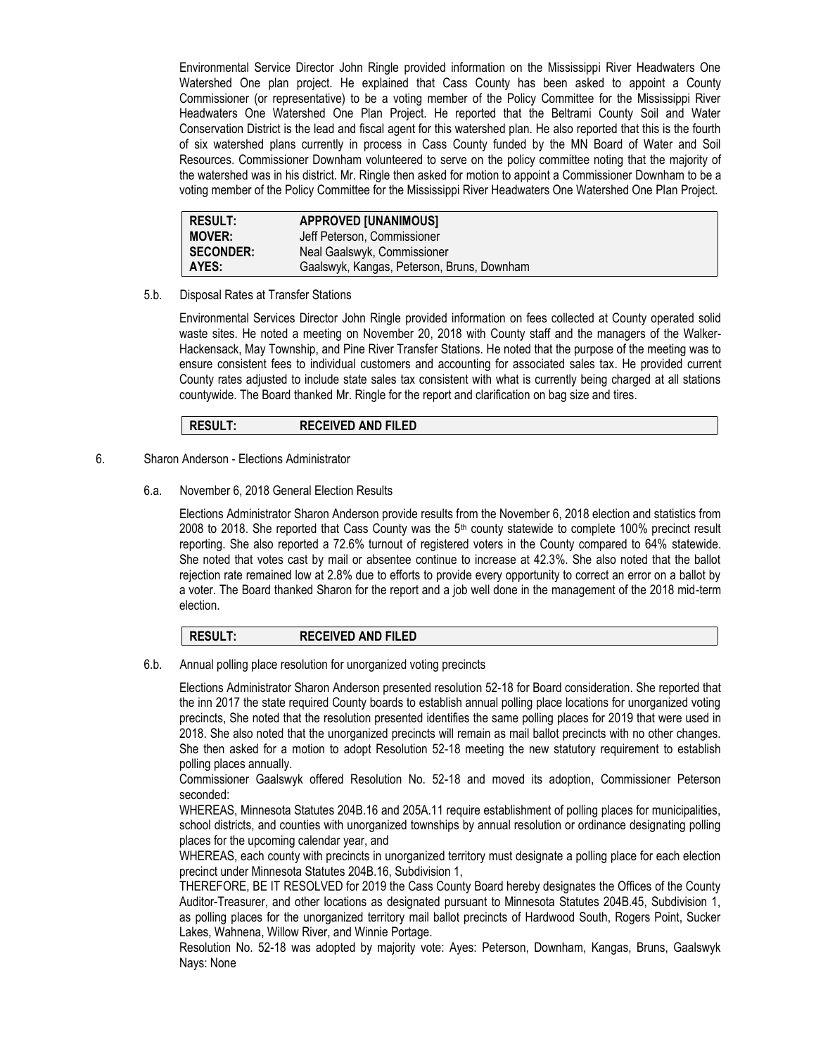Environmental Service Director John Ringle provided information on the Mississippi River Headwaters One Watershed One plan project. He explained that Cass County has been asked to appoint a County Commissioner (or representative) to be a voting member of the Policy Committee for the Mississippi River Headwaters One Watershed One Plan Project. He reported that the Beltrami County Soil and Water Conservation District is the lead and fiscal agent for this watershed plan. He also reported that this is the fourth of six watershed plans currently in process in Cass County funded by the MN Board of Water and Soil Resources. Commissioner Downham volunteered to serve on the policy committee noting that the majority of the watershed was in his district. Mr. Ringle then asked for motion to appoint a Commissioner Downham to be a voting member of the Policy Committee for the Mississippi River Headwaters One Watershed One Plan Project.

| | |
|---|---|
| **RESULT:** | **APPROVED [UNANIMOUS]** |
| **MOVER:** | Jeff Peterson, Commissioner |
| **SECONDER:** | Neal Gaalswyk, Commissioner |
| **AYES:** | Gaalswyk, Kangas, Peterson, Bruns, Downham |

5.b. Disposal Rates at Transfer Stations

Environmental Services Director John Ringle provided information on fees collected at County operated solid waste sites. He noted a meeting on November 20, 2018 with County staff and the managers of the Walker-Hackensack, May Township, and Pine River Transfer Stations. He noted that the purpose of the meeting was to ensure consistent fees to individual customers and accounting for associated sales tax. He provided current County rates adjusted to include state sales tax consistent with what is currently being charged at all stations countywide. The Board thanked Mr. Ringle for the report and clarification on bag size and tires.

| | |
|---|---|
| **RESULT:** | **RECEIVED AND FILED** |

6. Sharon Anderson - Elections Administrator

6.a. November 6, 2018 General Election Results

Elections Administrator Sharon Anderson provide results from the November 6, 2018 election and statistics from 2008 to 2018. She reported that Cass County was the 5th county statewide to complete 100% precinct result reporting. She also reported a 72.6% turnout of registered voters in the County compared to 64% statewide. She noted that votes cast by mail or absentee continue to increase at 42.3%. She also noted that the ballot rejection rate remained low at 2.8% due to efforts to provide every opportunity to correct an error on a ballot by a voter. The Board thanked Sharon for the report and a job well done in the management of the 2018 mid-term election.

| | |
|---|---|
| **RESULT:** | **RECEIVED AND FILED** |

6.b. Annual polling place resolution for unorganized voting precincts

Elections Administrator Sharon Anderson presented resolution 52-18 for Board consideration. She reported that the inn 2017 the state required County boards to establish annual polling place locations for unorganized voting precincts, She noted that the resolution presented identifies the same polling places for 2019 that were used in 2018. She also noted that the unorganized precincts will remain as mail ballot precincts with no other changes. She then asked for a motion to adopt Resolution 52-18 meeting the new statutory requirement to establish polling places annually.

Commissioner Gaalswyk offered Resolution No. 52-18 and moved its adoption, Commissioner Peterson seconded:

WHEREAS, Minnesota Statutes 204B.16 and 205A.11 require establishment of polling places for municipalities, school districts, and counties with unorganized townships by annual resolution or ordinance designating polling places for the upcoming calendar year, and

WHEREAS, each county with precincts in unorganized territory must designate a polling place for each election precinct under Minnesota Statutes 204B.16, Subdivision 1,

THEREFORE, BE IT RESOLVED for 2019 the Cass County Board hereby designates the Offices of the County Auditor-Treasurer, and other locations as designated pursuant to Minnesota Statutes 204B.45, Subdivision 1, as polling places for the unorganized territory mail ballot precincts of Hardwood South, Rogers Point, Sucker Lakes, Wahnena, Willow River, and Winnie Portage.

Resolution No. 52-18 was adopted by majority vote: Ayes: Peterson, Downham, Kangas, Bruns, Gaalswyk Nays: None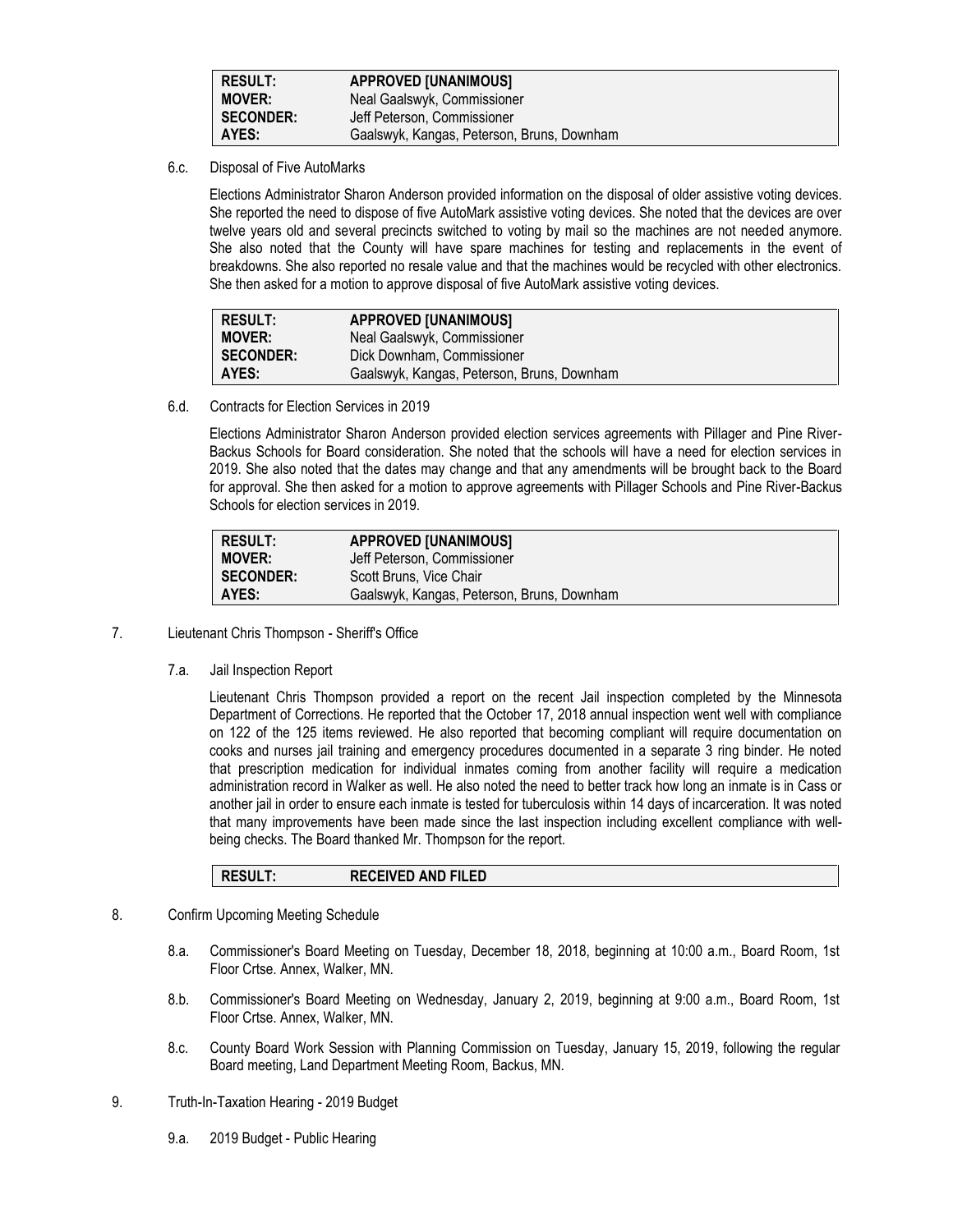| RESULT: | APPROVED [UNANIMOUS] |
|---|---|
| MOVER: | Neal Gaalswyk, Commissioner |
| SECONDER: | Jeff Peterson, Commissioner |
| AYES: | Gaalswyk, Kangas, Peterson, Bruns, Downham |

6.c. Disposal of Five AutoMarks

Elections Administrator Sharon Anderson provided information on the disposal of older assistive voting devices. She reported the need to dispose of five AutoMark assistive voting devices. She noted that the devices are over twelve years old and several precincts switched to voting by mail so the machines are not needed anymore. She also noted that the County will have spare machines for testing and replacements in the event of breakdowns. She also reported no resale value and that the machines would be recycled with other electronics. She then asked for a motion to approve disposal of five AutoMark assistive voting devices.

| RESULT: | APPROVED [UNANIMOUS] |
|---|---|
| MOVER: | Neal Gaalswyk, Commissioner |
| SECONDER: | Dick Downham, Commissioner |
| AYES: | Gaalswyk, Kangas, Peterson, Bruns, Downham |

6.d. Contracts for Election Services in 2019

Elections Administrator Sharon Anderson provided election services agreements with Pillager and Pine River-Backus Schools for Board consideration. She noted that the schools will have a need for election services in 2019. She also noted that the dates may change and that any amendments will be brought back to the Board for approval. She then asked for a motion to approve agreements with Pillager Schools and Pine River-Backus Schools for election services in 2019.

| RESULT: | APPROVED [UNANIMOUS] |
|---|---|
| MOVER: | Jeff Peterson, Commissioner |
| SECONDER: | Scott Bruns, Vice Chair |
| AYES: | Gaalswyk, Kangas, Peterson, Bruns, Downham |

7. Lieutenant Chris Thompson - Sheriff's Office

7.a. Jail Inspection Report

Lieutenant Chris Thompson provided a report on the recent Jail inspection completed by the Minnesota Department of Corrections. He reported that the October 17, 2018 annual inspection went well with compliance on 122 of the 125 items reviewed. He also reported that becoming compliant will require documentation on cooks and nurses jail training and emergency procedures documented in a separate 3 ring binder. He noted that prescription medication for individual inmates coming from another facility will require a medication administration record in Walker as well. He also noted the need to better track how long an inmate is in Cass or another jail in order to ensure each inmate is tested for tuberculosis within 14 days of incarceration. It was noted that many improvements have been made since the last inspection including excellent compliance with well-being checks. The Board thanked Mr. Thompson for the report.

| RESULT: | RECEIVED AND FILED |
|---|---|

8. Confirm Upcoming Meeting Schedule

8.a. Commissioner's Board Meeting on Tuesday, December 18, 2018, beginning at 10:00 a.m., Board Room, 1st Floor Crtse. Annex, Walker, MN.

8.b. Commissioner's Board Meeting on Wednesday, January 2, 2019, beginning at 9:00 a.m., Board Room, 1st Floor Crtse. Annex, Walker, MN.

8.c. County Board Work Session with Planning Commission on Tuesday, January 15, 2019, following the regular Board meeting, Land Department Meeting Room, Backus, MN.

9. Truth-In-Taxation Hearing - 2019 Budget

9.a. 2019 Budget - Public Hearing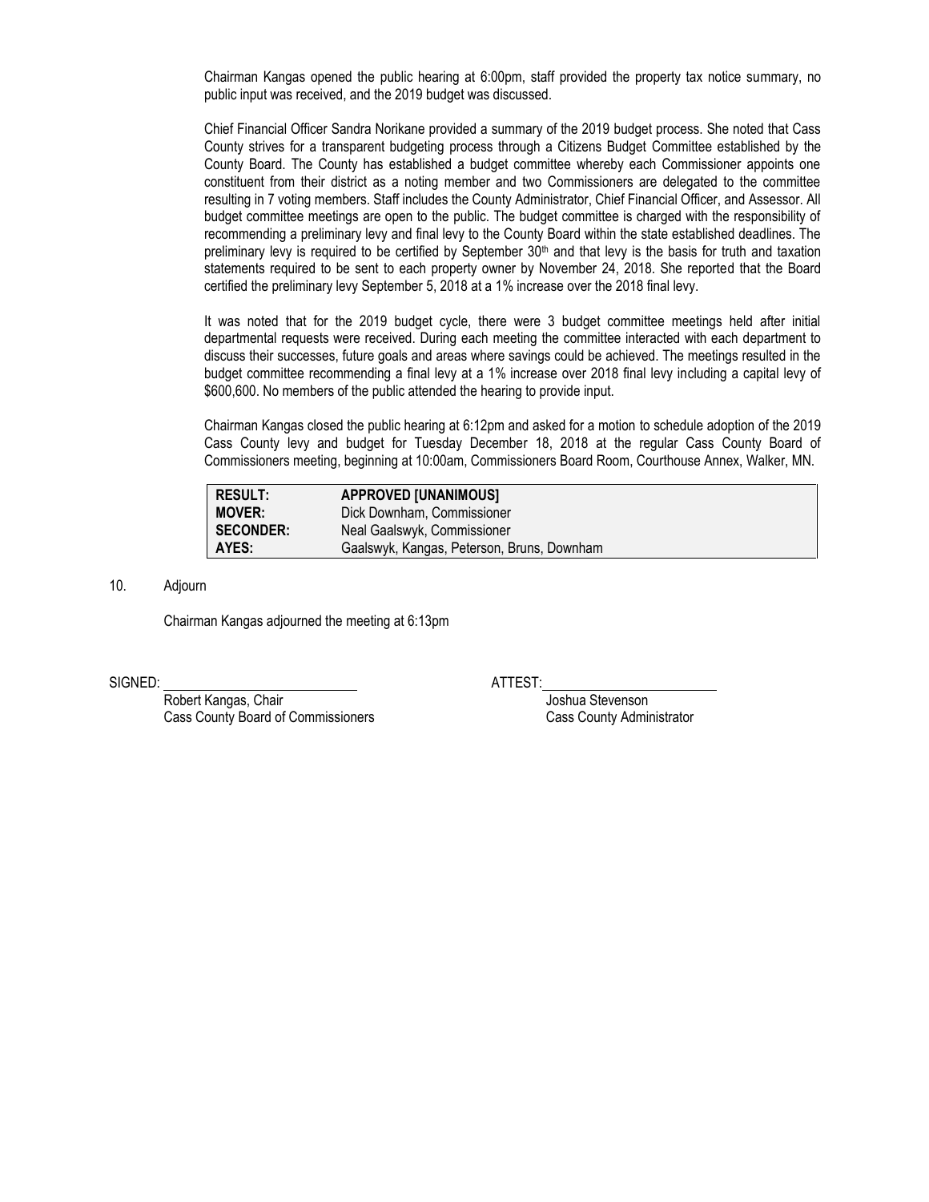Chairman Kangas opened the public hearing at 6:00pm, staff provided the property tax notice summary, no public input was received, and the 2019 budget was discussed.

Chief Financial Officer Sandra Norikane provided a summary of the 2019 budget process. She noted that Cass County strives for a transparent budgeting process through a Citizens Budget Committee established by the County Board. The County has established a budget committee whereby each Commissioner appoints one constituent from their district as a noting member and two Commissioners are delegated to the committee resulting in 7 voting members. Staff includes the County Administrator, Chief Financial Officer, and Assessor. All budget committee meetings are open to the public. The budget committee is charged with the responsibility of recommending a preliminary levy and final levy to the County Board within the state established deadlines. The preliminary levy is required to be certified by September 30th and that levy is the basis for truth and taxation statements required to be sent to each property owner by November 24, 2018. She reported that the Board certified the preliminary levy September 5, 2018 at a 1% increase over the 2018 final levy.

It was noted that for the 2019 budget cycle, there were 3 budget committee meetings held after initial departmental requests were received. During each meeting the committee interacted with each department to discuss their successes, future goals and areas where savings could be achieved. The meetings resulted in the budget committee recommending a final levy at a 1% increase over 2018 final levy including a capital levy of \$600,600. No members of the public attended the hearing to provide input.

Chairman Kangas closed the public hearing at 6:12pm and asked for a motion to schedule adoption of the 2019 Cass County levy and budget for Tuesday December 18, 2018 at the regular Cass County Board of Commissioners meeting, beginning at 10:00am, Commissioners Board Room, Courthouse Annex, Walker, MN.

| | |
|---|---|
| **RESULT:** | **APPROVED [UNANIMOUS]** |
| **MOVER:** | Dick Downham, Commissioner |
| **SECONDER:** | Neal Gaalswyk, Commissioner |
| **AYES:** | Gaalswyk, Kangas, Peterson, Bruns, Downham |

10. Adjourn

Chairman Kangas adjourned the meeting at 6:13pm

SIGNED: ____________________________

Robert Kangas, Chair
Cass County Board of Commissioners

ATTEST: ____________________________

Joshua Stevenson
Cass County Administrator